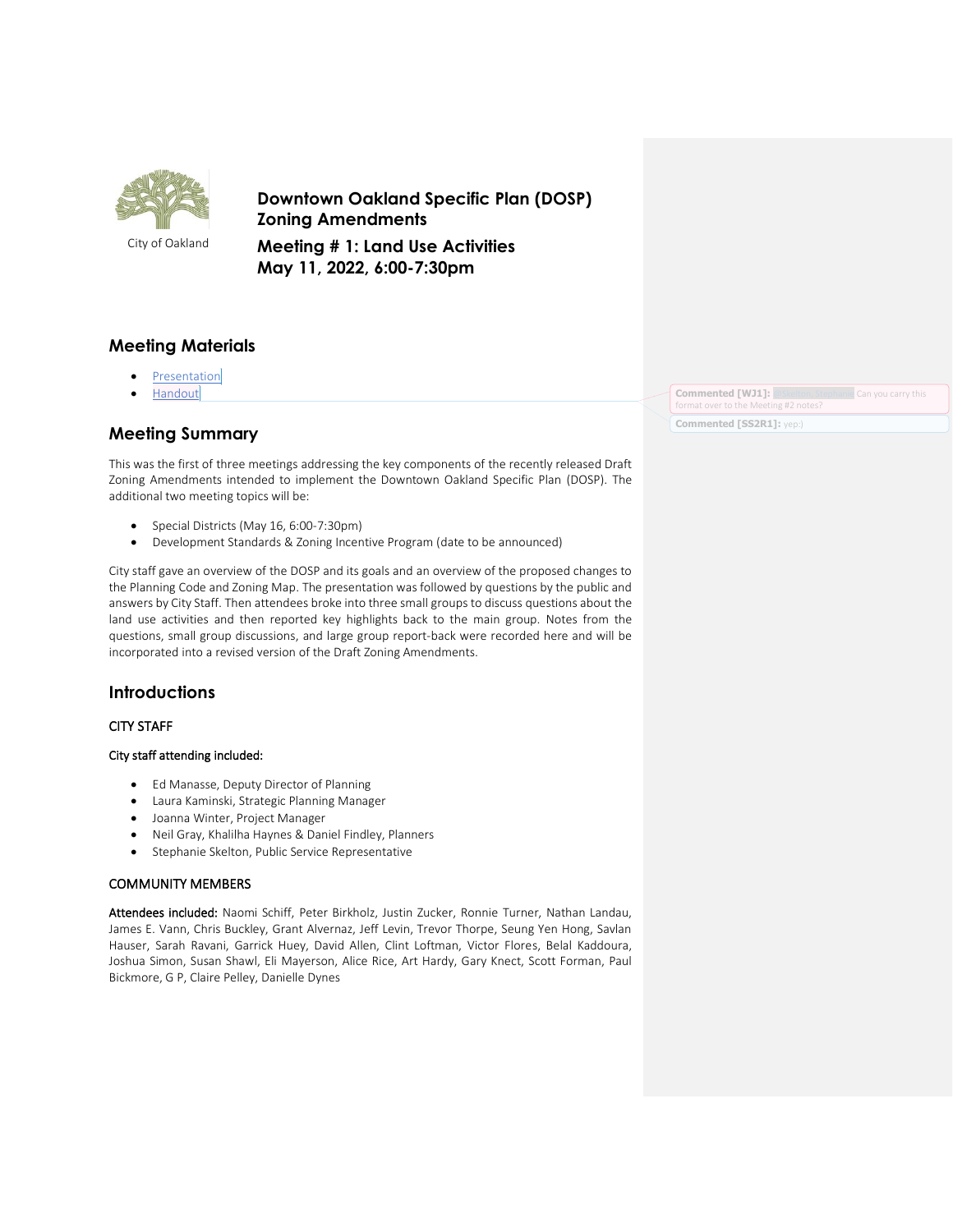City of Oakland

# Downtown Oakland Specific Plan (DOSP) Zoning Amendments

# Meeting # 1: Land Use Activities
# May 11, 2022, 6:00-7:30pm

## Meeting Materials

- Presentation
- Handout

## Meeting Summary

This was the first of three meetings addressing the key components of the recently released Draft Zoning Amendments intended to implement the Downtown Oakland Specific Plan (DOSP). The additional two meeting topics will be:

- Special Districts (May 16, 6:00-7:30pm)
- Development Standards & Zoning Incentive Program (date to be announced)

City staff gave an overview of the DOSP and its goals and an overview of the proposed changes to the Planning Code and Zoning Map. The presentation was followed by questions by the public and answers by City Staff. Then attendees broke into three small groups to discuss questions about the land use activities and then reported key highlights back to the main group. Notes from the questions, small group discussions, and large group report-back were recorded here and will be incorporated into a revised version of the Draft Zoning Amendments.

## Introductions

### CITY STAFF

**City staff attending included:**

- Ed Manasse, Deputy Director of Planning
- Laura Kaminski, Strategic Planning Manager
- Joanna Winter, Project Manager
- Neil Gray, Khalilha Haynes & Daniel Findley, Planners
- Stephanie Skelton, Public Service Representative

### COMMUNITY MEMBERS

**Attendees included:** Naomi Schiff, Peter Birkholz, Justin Zucker, Ronnie Turner, Nathan Landau, James E. Vann, Chris Buckley, Grant Alvernaz, Jeff Levin, Trevor Thorpe, Seung Yen Hong, Savlan Hauser, Sarah Ravani, Garrick Huey, David Allen, Clint Loftman, Victor Flores, Belal Kaddoura, Joshua Simon, Susan Shawl, Eli Mayerson, Alice Rice, Art Hardy, Gary Knect, Scott Forman, Paul Bickmore, G P, Claire Pelley, Danielle Dynes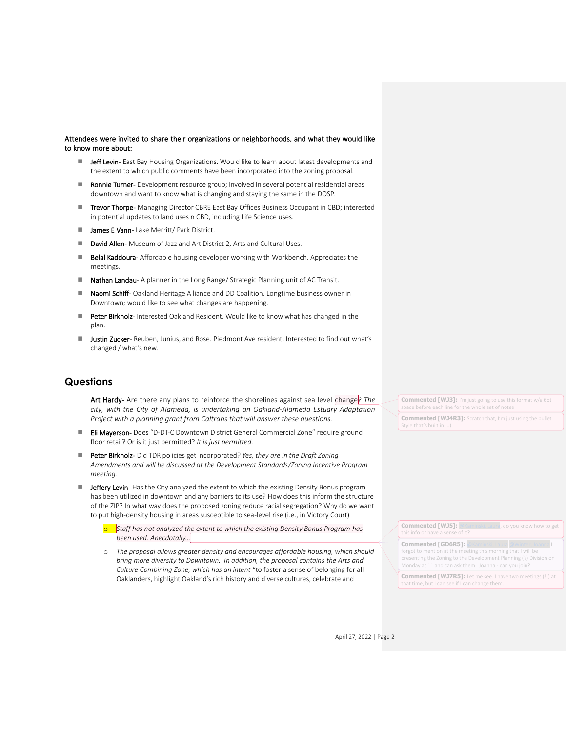**Attendees were invited to share their organizations or neighborhoods, and what they would like to know more about:**

- **Jeff Levin-** East Bay Housing Organizations. Would like to learn about latest developments and the extent to which public comments have been incorporated into the zoning proposal.
- **Ronnie Turner-** Development resource group; involved in several potential residential areas downtown and want to know what is changing and staying the same in the DOSP.
- **Trevor Thorpe-** Managing Director CBRE East Bay Offices Business Occupant in CBD; interested in potential updates to land uses n CBD, including Life Science uses.
- **James E Vann-** Lake Merritt/ Park District.
- **David Allen-** Museum of Jazz and Art District 2, Arts and Cultural Uses.
- **Belal Kaddoura**- Affordable housing developer working with Workbench. Appreciates the meetings.
- **Nathan Landau**- A planner in the Long Range/ Strategic Planning unit of AC Transit.
- **Naomi Schiff**- Oakland Heritage Alliance and DD Coalition. Longtime business owner in Downtown; would like to see what changes are happening.
- **Peter Birkholz**- Interested Oakland Resident. Would like to know what has changed in the plan.
- **Justin Zucker**- Reuben, Junius, and Rose. Piedmont Ave resident. Interested to find out what's changed / what's new.

## Questions

**Art Hardy-** Are there any plans to reinforce the shorelines against sea level change? *The city, with the City of Alameda, is undertaking an Oakland-Alameda Estuary Adaptation Project with a planning grant from Caltrans that will answer these questions.*

- **Eli Mayerson-** Does "D-DT-C Downtown District General Commercial Zone" require ground floor retail? Or is it just permitted? *It is just permitted.*
- **Peter Birkholz-** Did TDR policies get incorporated? *Yes, they are in the Draft Zoning Amendments and will be discussed at the Development Standards/Zoning Incentive Program meeting.*
- **Jeffery Levin-** Has the City analyzed the extent to which the existing Density Bonus program has been utilized in downtown and any barriers to its use? How does this inform the structure of the ZIP? In what way does the proposed zoning reduce racial segregation? Why do we want to put high-density housing in areas susceptible to sea-level rise (i.e., in Victory Court)
  - *Staff has not analyzed the extent to which the existing Density Bonus Program has been used. Anecdotally…*
  - *The proposal allows greater density and encourages affordable housing, which should bring more diversity to Downtown. In addition, the proposal contains the Arts and Culture Combining Zone, which has an intent* "to foster a sense of belonging for all Oaklanders, highlight Oakland's rich history and diverse cultures, celebrate and

**Commented [WJ3]:** I'm just going to use this format w/a 6pt space before each line for the whole set of notes

**Commented [WJ4R3]:** Scratch that, I'm just using the bullet Style that's built in. =)

**Commented [WJ5]:** , do you know how to get this info or have a sense of it?

**Commented [GD6R5]:** I forgot to mention at the meeting this morning that I will be presenting the Zoning to the Development Planning (?) Division on Monday at 11 and can ask them. Joanna - can you join?

**Commented [WJ7R5]:** Let me see. I have two meetings (!!) at that time, but I can see if I can change them.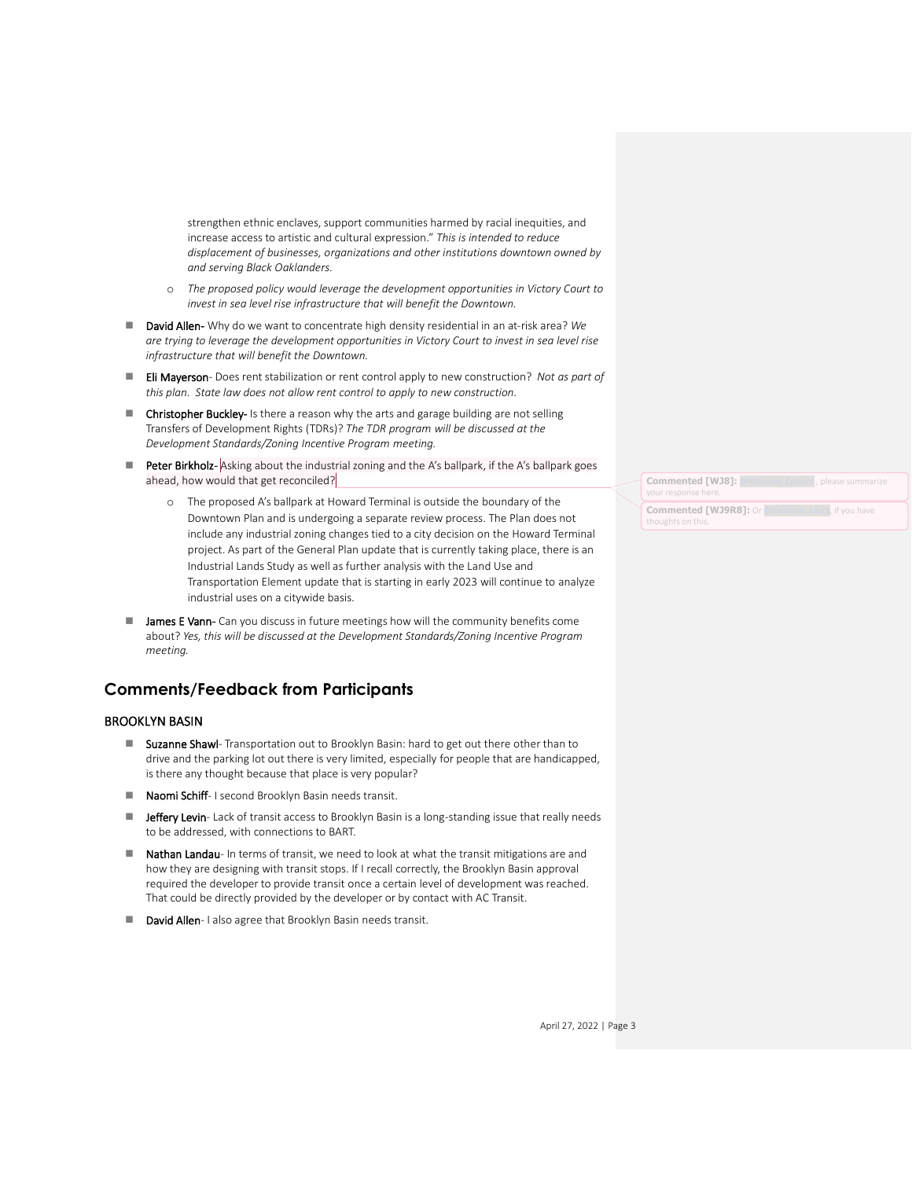strengthen ethnic enclaves, support communities harmed by racial inequities, and increase access to artistic and cultural expression." *This is intended to reduce displacement of businesses, organizations and other institutions downtown owned by and serving Black Oaklanders.*

  - *The proposed policy would leverage the development opportunities in Victory Court to invest in sea level rise infrastructure that will benefit the Downtown.*

- **David Allen-** Why do we want to concentrate high density residential in an at-risk area? *We are trying to leverage the development opportunities in Victory Court to invest in sea level rise infrastructure that will benefit the Downtown.*
- **Eli Mayerson**- Does rent stabilization or rent control apply to new construction? *Not as part of this plan. State law does not allow rent control to apply to new construction.*
- **Christopher Buckley-** Is there a reason why the arts and garage building are not selling Transfers of Development Rights (TDRs)? *The TDR program will be discussed at the Development Standards/Zoning Incentive Program meeting.*
- **Peter Birkholz**- Asking about the industrial zoning and the A's ballpark, if the A's ballpark goes ahead, how would that get reconciled?
  - The proposed A's ballpark at Howard Terminal is outside the boundary of the Downtown Plan and is undergoing a separate review process. The Plan does not include any industrial zoning changes tied to a city decision on the Howard Terminal project. As part of the General Plan update that is currently taking place, there is an Industrial Lands Study as well as further analysis with the Land Use and Transportation Element update that is starting in early 2023 will continue to analyze industrial uses on a citywide basis.
- **James E Vann-** Can you discuss in future meetings how will the community benefits come about? *Yes, this will be discussed at the Development Standards/Zoning Incentive Program meeting.*

## Comments/Feedback from Participants

### BROOKLYN BASIN

- **Suzanne Shawl**- Transportation out to Brooklyn Basin: hard to get out there other than to drive and the parking lot out there is very limited, especially for people that are handicapped, is there any thought because that place is very popular?
- **Naomi Schiff**- I second Brooklyn Basin needs transit.
- **Jeffery Levin**- Lack of transit access to Brooklyn Basin is a long-standing issue that really needs to be addressed, with connections to BART.
- **Nathan Landau**- In terms of transit, we need to look at what the transit mitigations are and how they are designing with transit stops. If I recall correctly, the Brooklyn Basin approval required the developer to provide transit once a certain level of development was reached. That could be directly provided by the developer or by contact with AC Transit.
- **David Allen**- I also agree that Brooklyn Basin needs transit.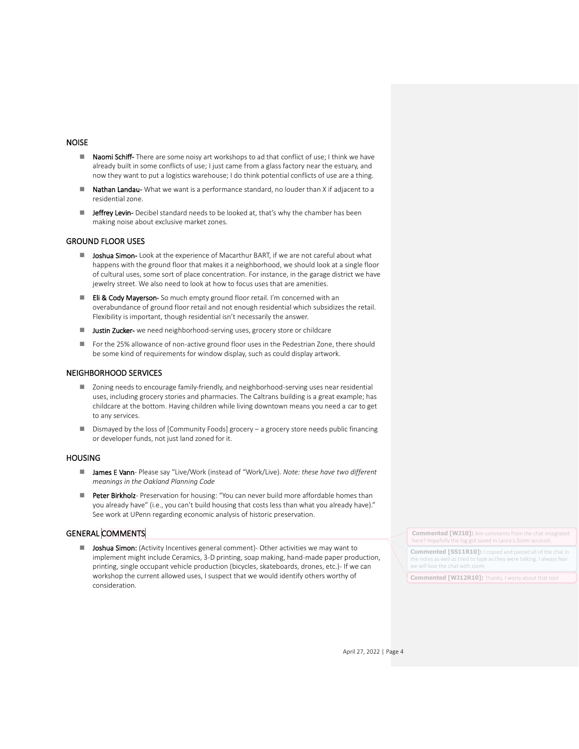## NOISE

- **Naomi Schiff-** There are some noisy art workshops to ad that conflict of use; I think we have already built in some conflicts of use; I just came from a glass factory near the estuary, and now they want to put a logistics warehouse; I do think potential conflicts of use are a thing.
- **Nathan Landau-** What we want is a performance standard, no louder than X if adjacent to a residential zone.
- **Jeffrey Levin-** Decibel standard needs to be looked at, that's why the chamber has been making noise about exclusive market zones.

## GROUND FLOOR USES

- **Joshua Simon-** Look at the experience of Macarthur BART, if we are not careful about what happens with the ground floor that makes it a neighborhood, we should look at a single floor of cultural uses, some sort of place concentration. For instance, in the garage district we have jewelry street. We also need to look at how to focus uses that are amenities.
- **Eli & Cody Mayerson-** So much empty ground floor retail. I'm concerned with an overabundance of ground floor retail and not enough residential which subsidizes the retail. Flexibility is important, though residential isn't necessarily the answer.
- **Justin Zucker-** we need neighborhood-serving uses, grocery store or childcare
- For the 25% allowance of non-active ground floor uses in the Pedestrian Zone, there should be some kind of requirements for window display, such as could display artwork.

## NEIGHBORHOOD SERVICES

- Zoning needs to encourage family-friendly, and neighborhood-serving uses near residential uses, including grocery stories and pharmacies. The Caltrans building is a great example; has childcare at the bottom. Having children while living downtown means you need a car to get to any services.
- Dismayed by the loss of [Community Foods] grocery – a grocery store needs public financing or developer funds, not just land zoned for it.

## HOUSING

- **James E Vann**- Please say "Live/Work (instead of "Work/Live). *Note: these have two different meanings in the Oakland Planning Code*
- **Peter Birkholz**- Preservation for housing: "You can never build more affordable homes than you already have" (i.e., you can't build housing that costs less than what you already have)." See work at UPenn regarding economic analysis of historic preservation.

## GENERAL COMMENTS

- **Joshua Simon:** (Activity Incentives general comment)- Other activities we may want to implement might include Ceramics, 3-D printing, soap making, hand-made paper production, printing, single occupant vehicle production (bicycles, skateboards, drones, etc.)- If we can workshop the current allowed uses, I suspect that we would identify others worthy of consideration.

**Commented [WJ10]:** Are comments from the chat integrated here? Hopefully the log got saved in Laura's Zoom account.

**Commented [SS11R10]:** I copied and pasted all of the chat in the notes as well as tried to type as they were talking. I always fear we will lose the chat with zoom

**Commented [WJ12R10]:** Thanks, I worry about that too!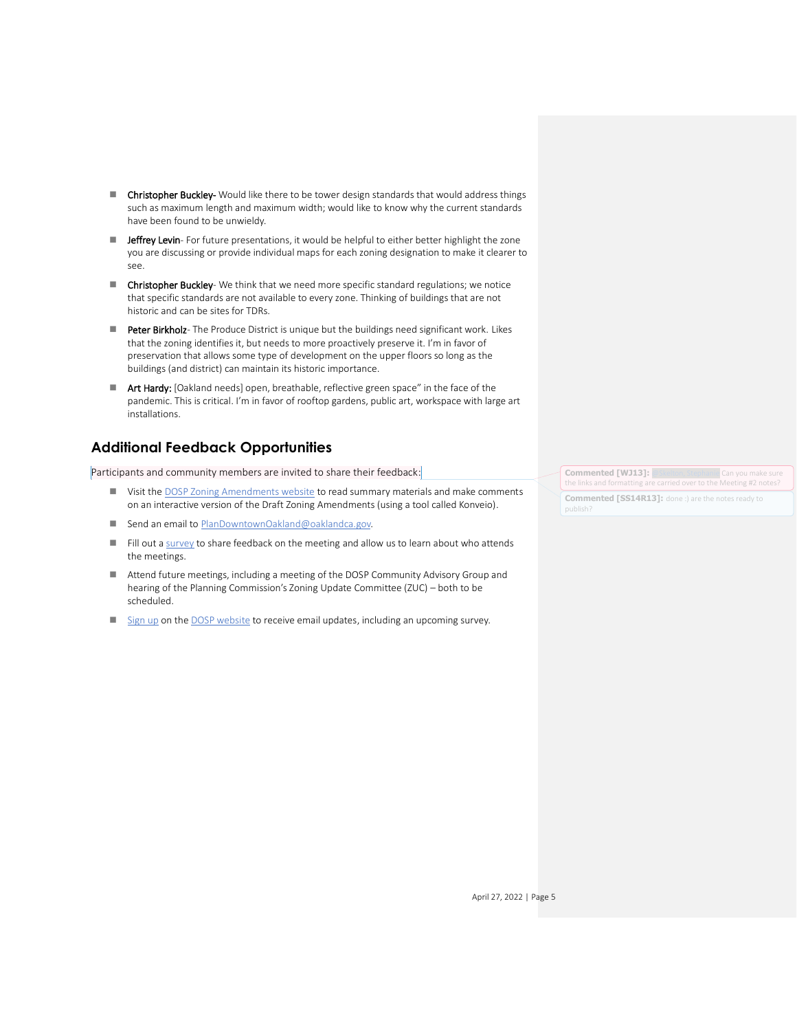- **Christopher Buckley**- Would like there to be tower design standards that would address things such as maximum length and maximum width; would like to know why the current standards have been found to be unwieldy.
- **Jeffrey Levin**- For future presentations, it would be helpful to either better highlight the zone you are discussing or provide individual maps for each zoning designation to make it clearer to see.
- **Christopher Buckley**- We think that we need more specific standard regulations; we notice that specific standards are not available to every zone. Thinking of buildings that are not historic and can be sites for TDRs.
- **Peter Birkholz**- The Produce District is unique but the buildings need significant work. Likes that the zoning identifies it, but needs to more proactively preserve it. I'm in favor of preservation that allows some type of development on the upper floors so long as the buildings (and district) can maintain its historic importance.
- **Art Hardy:** [Oakland needs] open, breathable, reflective green space" in the face of the pandemic. This is critical. I'm in favor of rooftop gardens, public art, workspace with large art installations.

## Additional Feedback Opportunities

Participants and community members are invited to share their feedback:

- Visit the DOSP Zoning Amendments website to read summary materials and make comments on an interactive version of the Draft Zoning Amendments (using a tool called Konveio).
- Send an email to PlanDowntownOakland@oaklandca.gov.
- Fill out a survey to share feedback on the meeting and allow us to learn about who attends the meetings.
- Attend future meetings, including a meeting of the DOSP Community Advisory Group and hearing of the Planning Commission's Zoning Update Committee (ZUC) – both to be scheduled.
- Sign up on the DOSP website to receive email updates, including an upcoming survey.